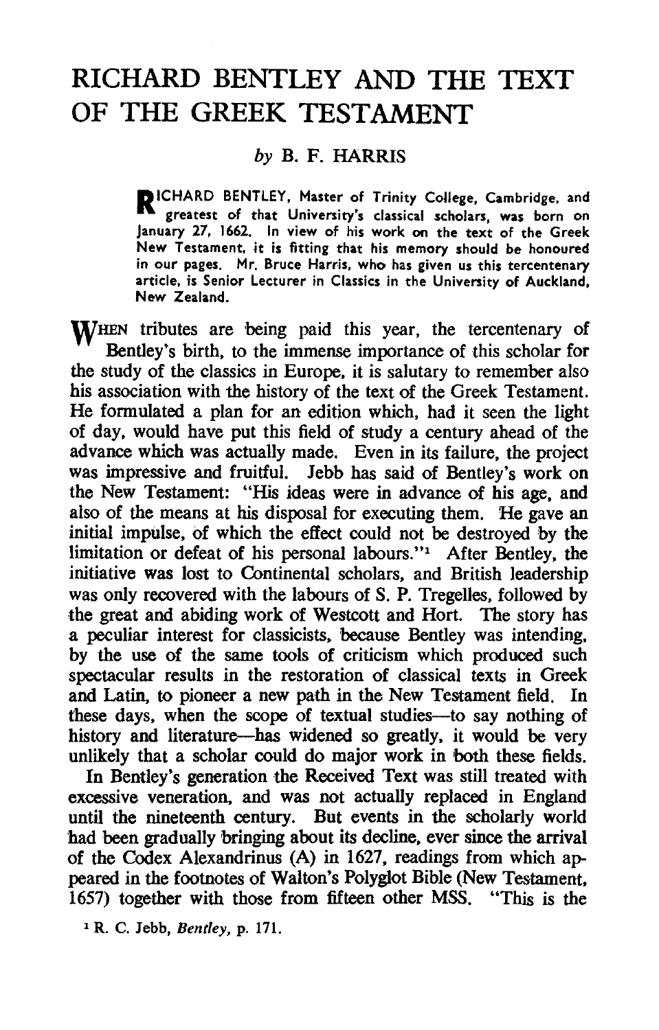# RICHARD BENTLEY AND THE TEXT OF THE GREEK TESTAMENT

*by* B. F. HARRIS

RICHARD BENTLEY, Master of Trinity College, Cambridge, and greatest of that University's classical scholars, was born on January 27, 1662. In view of his work on the text of the Greek New Testament, it is fitting that his memory should be honoured in our pages. Mr. Bruce Harris, who has given us this tercentenary article, is Senior Lecturer in Classics in the University of Auckland, New Zealand.

WHEN tributes are being paid this year, the tercentenary of Bentley's birth, to the immense importance of this scholar for the study of the classics in Europe, it is salutary to remember also his association with the history of the text of the Greek Testament. He formulated a plan for an edition which, had it seen the light of day, would have put this field of study a century ahead of the advance which was actually made. Even in its failure, the project was impressive and fruitful. Jebb has said of Bentley's work on the New Testament: "His ideas were in advance of his age, and also of the means at his disposal for executing them. He gave an initial impulse, of which the effect could not be destroyed by the limitation or defeat of his personal labours."[1] After Bentley, the initiative was lost to Continental scholars, and British leadership was only recovered with the labours of S. P. Tregelles, followed by the great and abiding work of Westcott and Hort. The story has a peculiar interest for classicists, because Bentley was intending, by the use of the same tools of criticism which produced such spectacular results in the restoration of classical texts in Greek and Latin, to pioneer a new path in the New Testament field. In these days, when the scope of textual studies—to say nothing of history and literature—has widened so greatly, it would be very unlikely that a scholar could do major work in both these fields.

In Bentley's generation the Received Text was still treated with excessive veneration, and was not actually replaced in England until the nineteenth century. But events in the scholarly world had been gradually bringing about its decline, ever since the arrival of the Codex Alexandrinus (A) in 1627, readings from which appeared in the footnotes of Walton's Polyglot Bible (New Testament, 1657) together with those from fifteen other MSS. "This is the

[1] R. C. Jebb, *Bentley*, p. 171.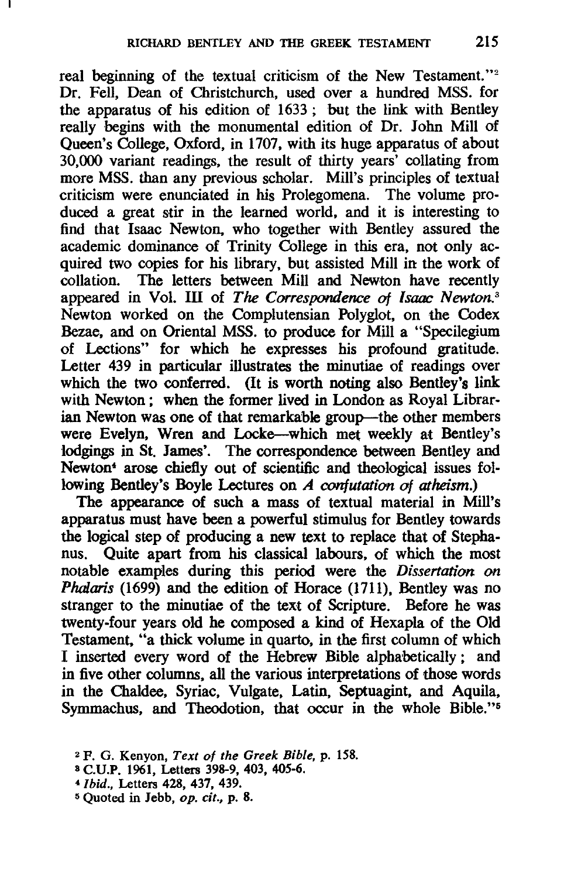real beginning of the textual criticism of the New Testament."[2] Dr. Fell, Dean of Christchurch, used over a hundred MSS. for the apparatus of his edition of 1633; but the link with Bentley really begins with the monumental edition of Dr. John Mill of Queen's College, Oxford, in 1707, with its huge apparatus of about 30,000 variant readings, the result of thirty years' collating from more MSS. than any previous scholar. Mill's principles of textual criticism were enunciated in his Prolegomena. The volume produced a great stir in the learned world, and it is interesting to find that Isaac Newton, who together with Bentley assured the academic dominance of Trinity College in this era, not only acquired two copies for his library, but assisted Mill in the work of collation. The letters between Mill and Newton have recently appeared in Vol. III of *The Correspondence of Isaac Newton.*[3] Newton worked on the Complutensian Polyglot, on the Codex Bezae, and on Oriental MSS. to produce for Mill a "Specilegium of Lections" for which he expresses his profound gratitude. Letter 439 in particular illustrates the minutiae of readings over which the two conferred. (It is worth noting also Bentley's link with Newton; when the former lived in London as Royal Librarian Newton was one of that remarkable group—the other members were Evelyn, Wren and Locke—which met weekly at Bentley's lodgings in St. James'. The correspondence between Bentley and Newton[4] arose chiefly out of scientific and theological issues following Bentley's Boyle Lectures on *A confutation of atheism.*)

The appearance of such a mass of textual material in Mill's apparatus must have been a powerful stimulus for Bentley towards the logical step of producing a new text to replace that of Stephanus. Quite apart from his classical labours, of which the most notable examples during this period were the *Dissertation on Phalaris* (1699) and the edition of Horace (1711), Bentley was no stranger to the minutiae of the text of Scripture. Before he was twenty-four years old he composed a kind of Hexapla of the Old Testament, "a thick volume in quarto, in the first column of which I inserted every word of the Hebrew Bible alphabetically; and in five other columns, all the various interpretations of those words in the Chaldee, Syriac, Vulgate, Latin, Septuagint, and Aquila, Symmachus, and Theodotion, that occur in the whole Bible."[5]

[2] F. G. Kenyon, *Text of the Greek Bible*, p. 158.

[3] C.U.P. 1961, Letters 398-9, 403, 405-6.

[4] *Ibid.*, Letters 428, 437, 439.

[5] Quoted in Jebb, *op. cit.*, p. 8.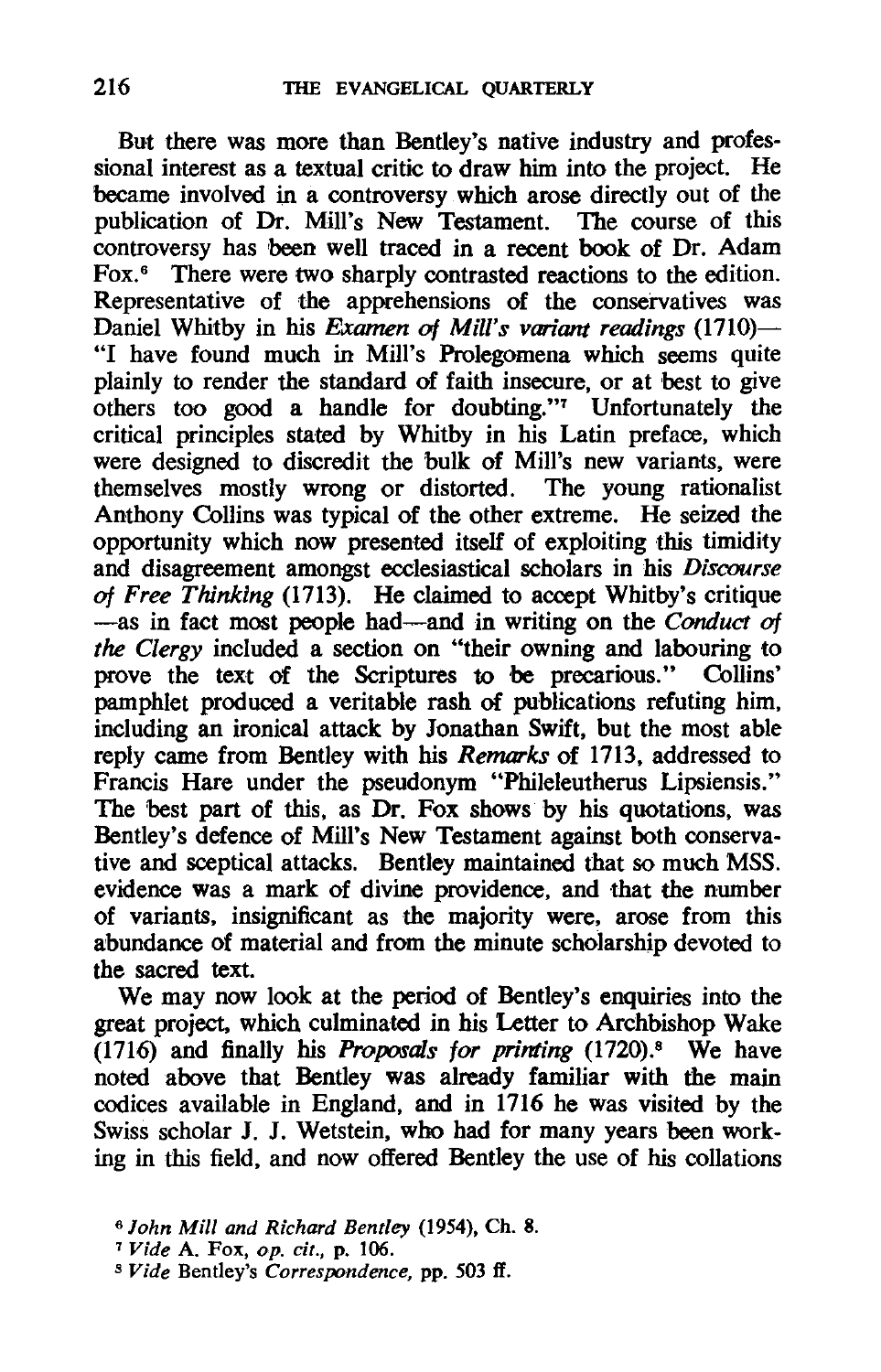But there was more than Bentley's native industry and professional interest as a textual critic to draw him into the project. He became involved in a controversy which arose directly out of the publication of Dr. Mill's New Testament. The course of this controversy has been well traced in a recent book of Dr. Adam Fox.[6] There were two sharply contrasted reactions to the edition. Representative of the apprehensions of the conservatives was Daniel Whitby in his *Examen of Mill's variant readings* (1710)—"I have found much in Mill's Prolegomena which seems quite plainly to render the standard of faith insecure, or at best to give others too good a handle for doubting."[7] Unfortunately the critical principles stated by Whitby in his Latin preface, which were designed to discredit the bulk of Mill's new variants, were themselves mostly wrong or distorted. The young rationalist Anthony Collins was typical of the other extreme. He seized the opportunity which now presented itself of exploiting this timidity and disagreement amongst ecclesiastical scholars in his *Discourse of Free Thinking* (1713). He claimed to accept Whitby's critique—as in fact most people had—and in writing on the *Conduct of the Clergy* included a section on "their owning and labouring to prove the text of the Scriptures to be precarious." Collins' pamphlet produced a veritable rash of publications refuting him, including an ironical attack by Jonathan Swift, but the most able reply came from Bentley with his *Remarks* of 1713, addressed to Francis Hare under the pseudonym "Phileleutherus Lipsiensis." The best part of this, as Dr. Fox shows by his quotations, was Bentley's defence of Mill's New Testament against both conservative and sceptical attacks. Bentley maintained that so much MSS. evidence was a mark of divine providence, and that the number of variants, insignificant as the majority were, arose from this abundance of material and from the minute scholarship devoted to the sacred text.

We may now look at the period of Bentley's enquiries into the great project, which culminated in his Letter to Archbishop Wake (1716) and finally his *Proposals for printing* (1720).[8] We have noted above that Bentley was already familiar with the main codices available in England, and in 1716 he was visited by the Swiss scholar J. J. Wetstein, who had for many years been working in this field, and now offered Bentley the use of his collations

---

[6] *John Mill and Richard Bentley* (1954), Ch. 8.

[7] *Vide* A. Fox, *op. cit.*, p. 106.

[8] *Vide* Bentley's *Correspondence*, pp. 503 ff.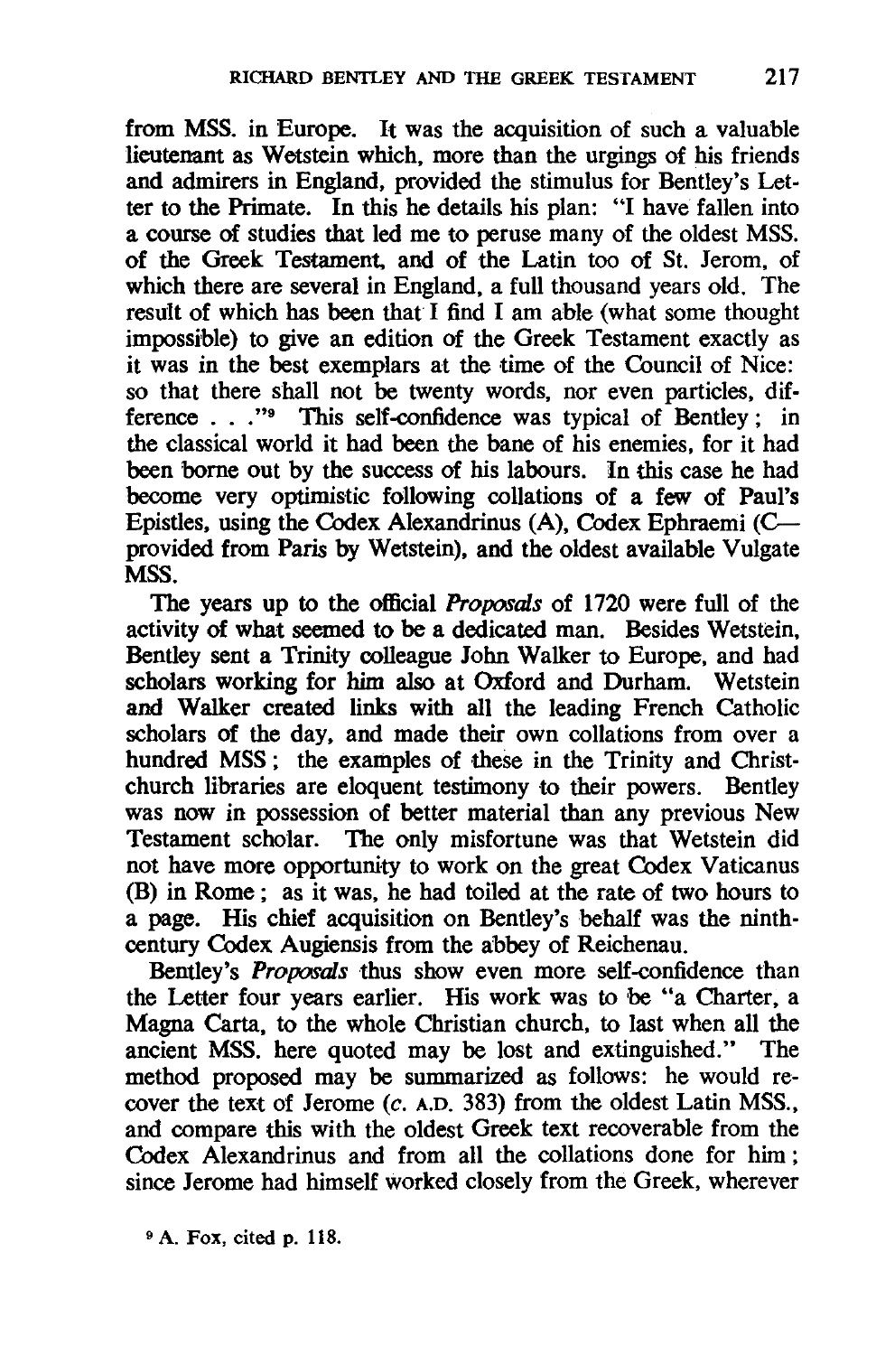from MSS. in Europe. It was the acquisition of such a valuable lieutenant as Wetstein which, more than the urgings of his friends and admirers in England, provided the stimulus for Bentley's Letter to the Primate. In this he details his plan: "I have fallen into a course of studies that led me to peruse many of the oldest MSS. of the Greek Testament, and of the Latin too of St. Jerom, of which there are several in England, a full thousand years old. The result of which has been that I find I am able (what some thought impossible) to give an edition of the Greek Testament exactly as it was in the best exemplars at the time of the Council of Nice: so that there shall not be twenty words, nor even particles, difference . . ."[9] This self-confidence was typical of Bentley; in the classical world it had been the bane of his enemies, for it had been borne out by the success of his labours. In this case he had become very optimistic following collations of a few of Paul's Epistles, using the Codex Alexandrinus (A), Codex Ephraemi (C—provided from Paris by Wetstein), and the oldest available Vulgate MSS.

The years up to the official *Proposals* of 1720 were full of the activity of what seemed to be a dedicated man. Besides Wetstein, Bentley sent a Trinity colleague John Walker to Europe, and had scholars working for him also at Oxford and Durham. Wetstein and Walker created links with all the leading French Catholic scholars of the day, and made their own collations from over a hundred MSS; the examples of these in the Trinity and Christchurch libraries are eloquent testimony to their powers. Bentley was now in possession of better material than any previous New Testament scholar. The only misfortune was that Wetstein did not have more opportunity to work on the great Codex Vaticanus (B) in Rome; as it was, he had toiled at the rate of two hours to a page. His chief acquisition on Bentley's behalf was the ninth-century Codex Augiensis from the abbey of Reichenau.

Bentley's *Proposals* thus show even more self-confidence than the Letter four years earlier. His work was to be "a Charter, a Magna Carta, to the whole Christian church, to last when all the ancient MSS. here quoted may be lost and extinguished." The method proposed may be summarized as follows: he would recover the text of Jerome (*c.* A.D. 383) from the oldest Latin MSS., and compare this with the oldest Greek text recoverable from the Codex Alexandrinus and from all the collations done for him; since Jerome had himself worked closely from the Greek, wherever

[9] A. Fox, cited p. 118.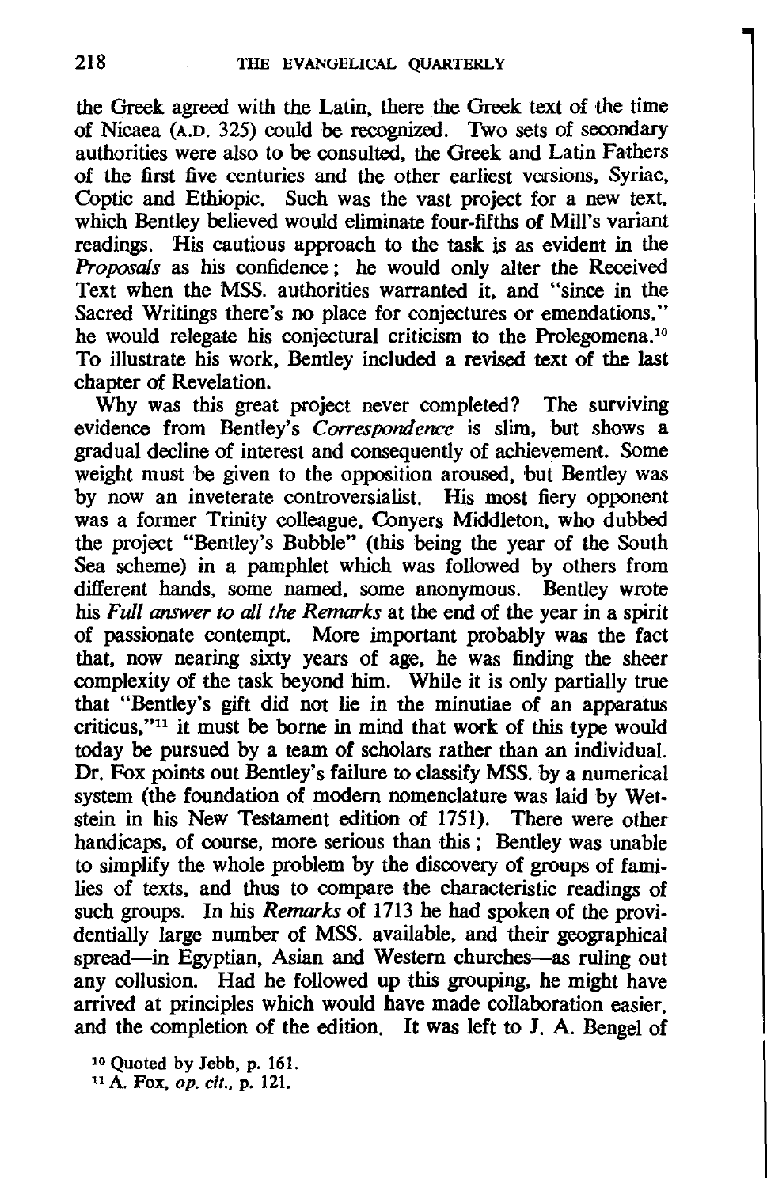the Greek agreed with the Latin, there the Greek text of the time of Nicaea (A.D. 325) could be recognized. Two sets of secondary authorities were also to be consulted, the Greek and Latin Fathers of the first five centuries and the other earliest versions, Syriac, Coptic and Ethiopic. Such was the vast project for a new text, which Bentley believed would eliminate four-fifths of Mill's variant readings. His cautious approach to the task is as evident in the *Proposals* as his confidence; he would only alter the Received Text when the MSS. authorities warranted it, and "since in the Sacred Writings there's no place for conjectures or emendations," he would relegate his conjectural criticism to the Prolegomena.[10] To illustrate his work, Bentley included a revised text of the last chapter of Revelation.

Why was this great project never completed? The surviving evidence from Bentley's *Correspondence* is slim, but shows a gradual decline of interest and consequently of achievement. Some weight must be given to the opposition aroused, but Bentley was by now an inveterate controversialist. His most fiery opponent was a former Trinity colleague, Conyers Middleton, who dubbed the project "Bentley's Bubble" (this being the year of the South Sea scheme) in a pamphlet which was followed by others from different hands, some named, some anonymous. Bentley wrote his *Full answer to all the Remarks* at the end of the year in a spirit of passionate contempt. More important probably was the fact that, now nearing sixty years of age, he was finding the sheer complexity of the task beyond him. While it is only partially true that "Bentley's gift did not lie in the minutiae of an apparatus criticus,"[11] it must be borne in mind that work of this type would today be pursued by a team of scholars rather than an individual. Dr. Fox points out Bentley's failure to classify MSS. by a numerical system (the foundation of modern nomenclature was laid by Wetstein in his New Testament edition of 1751). There were other handicaps, of course, more serious than this; Bentley was unable to simplify the whole problem by the discovery of groups of families of texts, and thus to compare the characteristic readings of such groups. In his *Remarks* of 1713 he had spoken of the providentially large number of MSS. available, and their geographical spread—in Egyptian, Asian and Western churches—as ruling out any collusion. Had he followed up this grouping, he might have arrived at principles which would have made collaboration easier, and the completion of the edition. It was left to J. A. Bengel of

[10] Quoted by Jebb, p. 161.

[11] A. Fox, *op. cit.*, p. 121.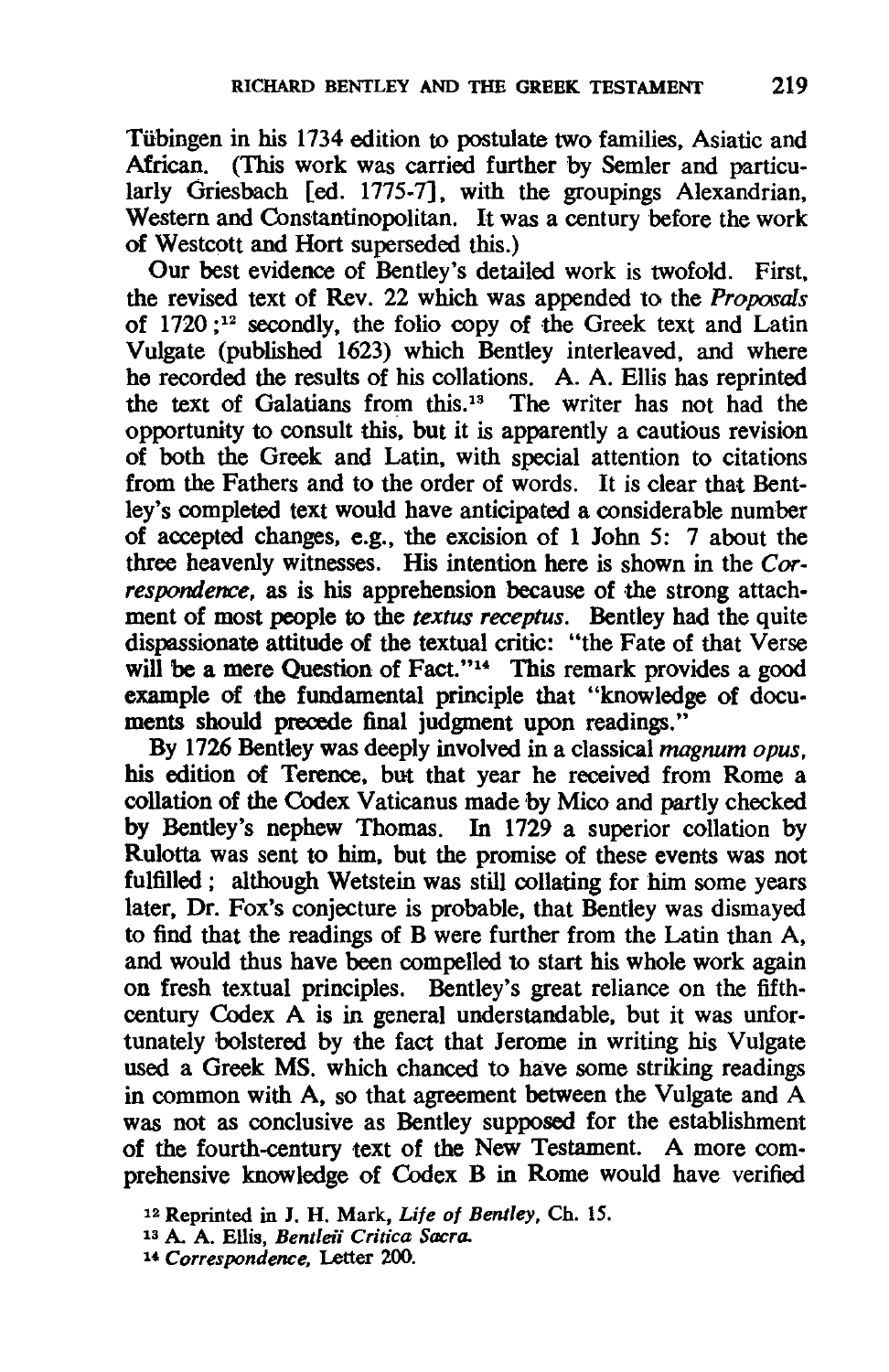Tübingen in his 1734 edition to postulate two families, Asiatic and African. (This work was carried further by Semler and particularly Griesbach [ed. 1775-7], with the groupings Alexandrian, Western and Constantinopolitan. It was a century before the work of Westcott and Hort superseded this.)

Our best evidence of Bentley's detailed work is twofold. First, the revised text of Rev. 22 which was appended to the *Proposals* of 1720;[12] secondly, the folio copy of the Greek text and Latin Vulgate (published 1623) which Bentley interleaved, and where he recorded the results of his collations. A. A. Ellis has reprinted the text of Galatians from this.[13] The writer has not had the opportunity to consult this, but it is apparently a cautious revision of both the Greek and Latin, with special attention to citations from the Fathers and to the order of words. It is clear that Bentley's completed text would have anticipated a considerable number of accepted changes, e.g., the excision of 1 John 5: 7 about the three heavenly witnesses. His intention here is shown in the *Correspondence*, as is his apprehension because of the strong attachment of most people to the *textus receptus*. Bentley had the quite dispassionate attitude of the textual critic: "the Fate of that Verse will be a mere Question of Fact."[14] This remark provides a good example of the fundamental principle that "knowledge of documents should precede final judgment upon readings."

By 1726 Bentley was deeply involved in a classical *magnum opus*, his edition of Terence, but that year he received from Rome a collation of the Codex Vaticanus made by Mico and partly checked by Bentley's nephew Thomas. In 1729 a superior collation by Rulotta was sent to him, but the promise of these events was not fulfilled; although Wetstein was still collating for him some years later, Dr. Fox's conjecture is probable, that Bentley was dismayed to find that the readings of B were further from the Latin than A, and would thus have been compelled to start his whole work again on fresh textual principles. Bentley's great reliance on the fifth-century Codex A is in general understandable, but it was unfortunately bolstered by the fact that Jerome in writing his Vulgate used a Greek MS. which chanced to have some striking readings in common with A, so that agreement between the Vulgate and A was not as conclusive as Bentley supposed for the establishment of the fourth-century text of the New Testament. A more comprehensive knowledge of Codex B in Rome would have verified

[12] Reprinted in J. H. Mark, *Life of Bentley*, Ch. 15.

[13] A. A. Ellis, *Bentleii Critica Sacra*.

[14] *Correspondence*, Letter 200.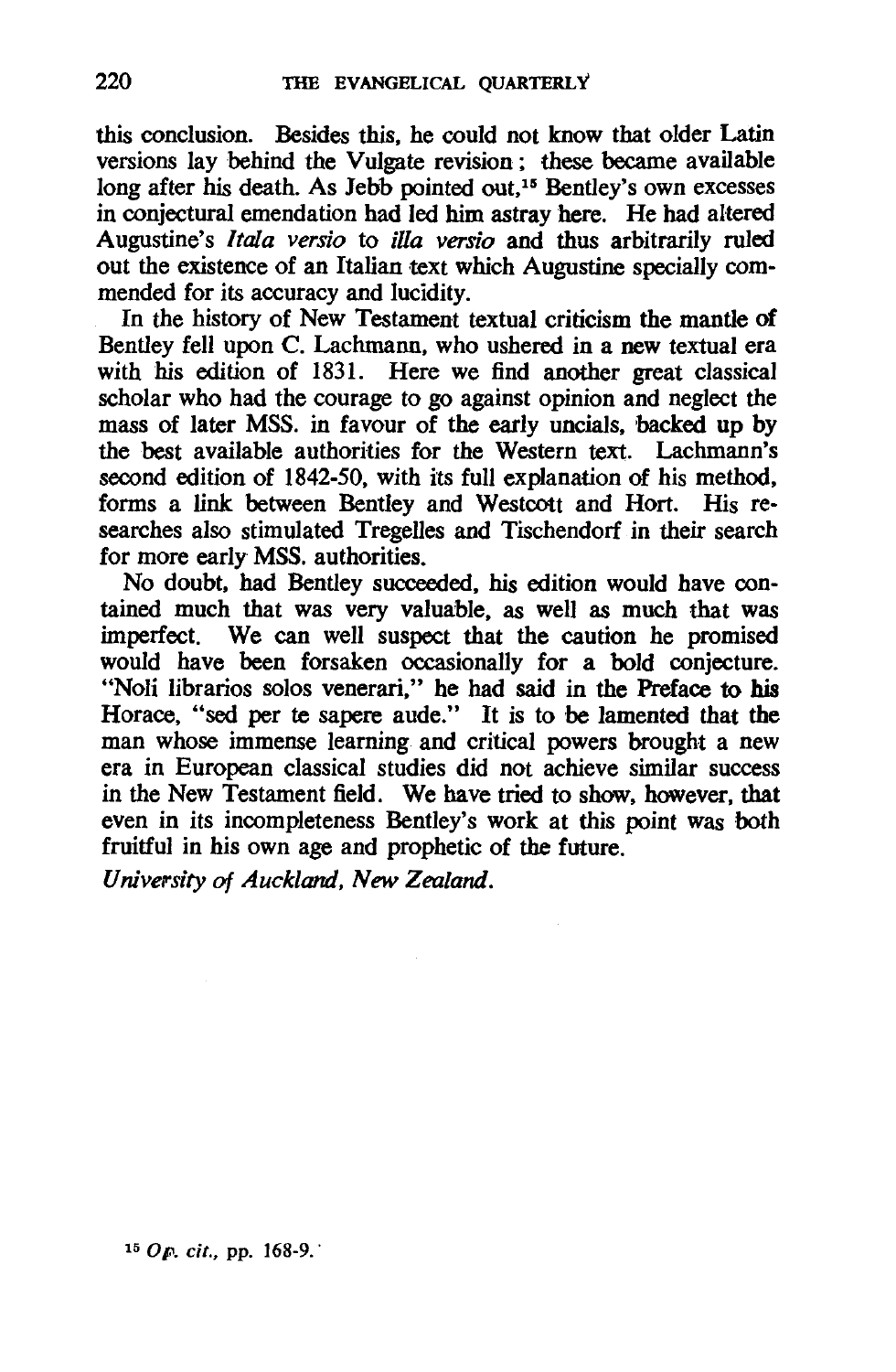this conclusion. Besides this, he could not know that older Latin versions lay behind the Vulgate revision; these became available long after his death. As Jebb pointed out,[15] Bentley's own excesses in conjectural emendation had led him astray here. He had altered Augustine's *Itala versio* to *illa versio* and thus arbitrarily ruled out the existence of an Italian text which Augustine specially commended for its accuracy and lucidity.

In the history of New Testament textual criticism the mantle of Bentley fell upon C. Lachmann, who ushered in a new textual era with his edition of 1831. Here we find another great classical scholar who had the courage to go against opinion and neglect the mass of later MSS. in favour of the early uncials, backed up by the best available authorities for the Western text. Lachmann's second edition of 1842-50, with its full explanation of his method, forms a link between Bentley and Westcott and Hort. His researches also stimulated Tregelles and Tischendorf in their search for more early MSS. authorities.

No doubt, had Bentley succeeded, his edition would have contained much that was very valuable, as well as much that was imperfect. We can well suspect that the caution he promised would have been forsaken occasionally for a bold conjecture. "Noli librarios solos venerari," he had said in the Preface to his Horace, "sed per te sapere aude." It is to be lamented that the man whose immense learning and critical powers brought a new era in European classical studies did not achieve similar success in the New Testament field. We have tried to show, however, that even in its incompleteness Bentley's work at this point was both fruitful in his own age and prophetic of the future.

*University of Auckland, New Zealand.*

[15] *Op. cit.*, pp. 168-9.